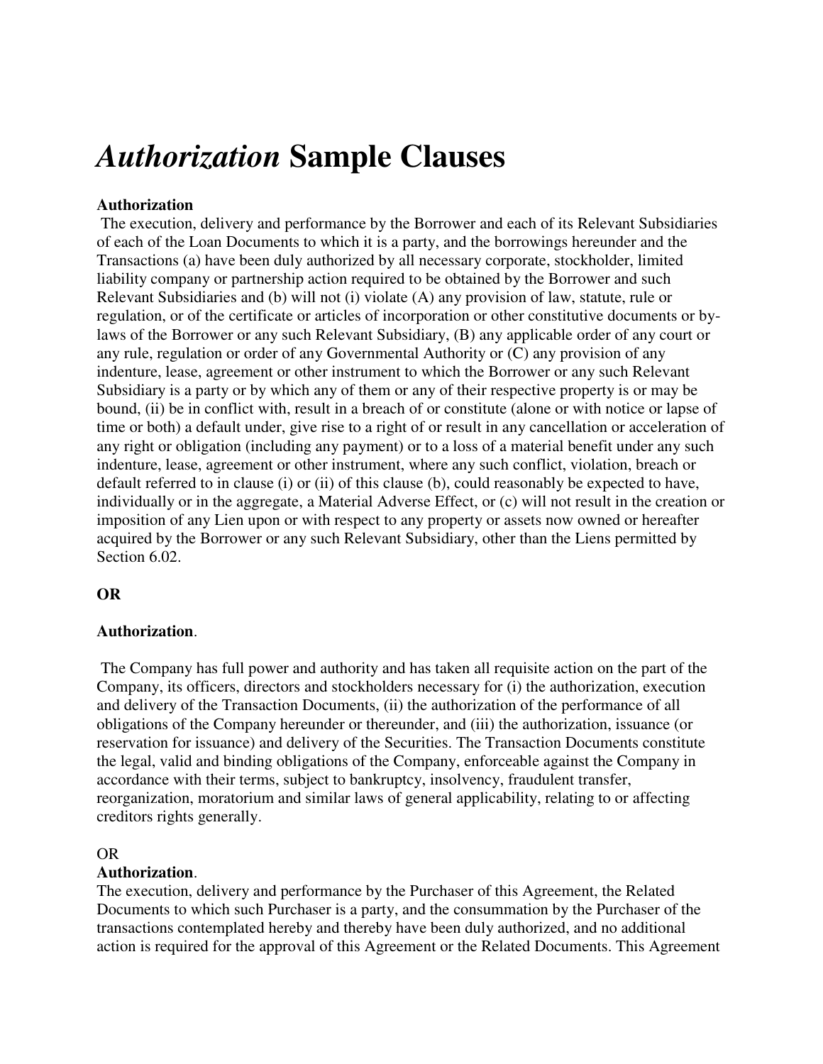# *Authorization* Sample Clauses

**Authorization**

The execution, delivery and performance by the Borrower and each of its Relevant Subsidiaries of each of the Loan Documents to which it is a party, and the borrowings hereunder and the Transactions (a) have been duly authorized by all necessary corporate, stockholder, limited liability company or partnership action required to be obtained by the Borrower and such Relevant Subsidiaries and (b) will not (i) violate (A) any provision of law, statute, rule or regulation, or of the certificate or articles of incorporation or other constitutive documents or by-laws of the Borrower or any such Relevant Subsidiary, (B) any applicable order of any court or any rule, regulation or order of any Governmental Authority or (C) any provision of any indenture, lease, agreement or other instrument to which the Borrower or any such Relevant Subsidiary is a party or by which any of them or any of their respective property is or may be bound, (ii) be in conflict with, result in a breach of or constitute (alone or with notice or lapse of time or both) a default under, give rise to a right of or result in any cancellation or acceleration of any right or obligation (including any payment) or to a loss of a material benefit under any such indenture, lease, agreement or other instrument, where any such conflict, violation, breach or default referred to in clause (i) or (ii) of this clause (b), could reasonably be expected to have, individually or in the aggregate, a Material Adverse Effect, or (c) will not result in the creation or imposition of any Lien upon or with respect to any property or assets now owned or hereafter acquired by the Borrower or any such Relevant Subsidiary, other than the Liens permitted by Section 6.02.

**OR**

**Authorization**.

The Company has full power and authority and has taken all requisite action on the part of the Company, its officers, directors and stockholders necessary for (i) the authorization, execution and delivery of the Transaction Documents, (ii) the authorization of the performance of all obligations of the Company hereunder or thereunder, and (iii) the authorization, issuance (or reservation for issuance) and delivery of the Securities. The Transaction Documents constitute the legal, valid and binding obligations of the Company, enforceable against the Company in accordance with their terms, subject to bankruptcy, insolvency, fraudulent transfer, reorganization, moratorium and similar laws of general applicability, relating to or affecting creditors rights generally.

OR

**Authorization**.

The execution, delivery and performance by the Purchaser of this Agreement, the Related Documents to which such Purchaser is a party, and the consummation by the Purchaser of the transactions contemplated hereby and thereby have been duly authorized, and no additional action is required for the approval of this Agreement or the Related Documents. This Agreement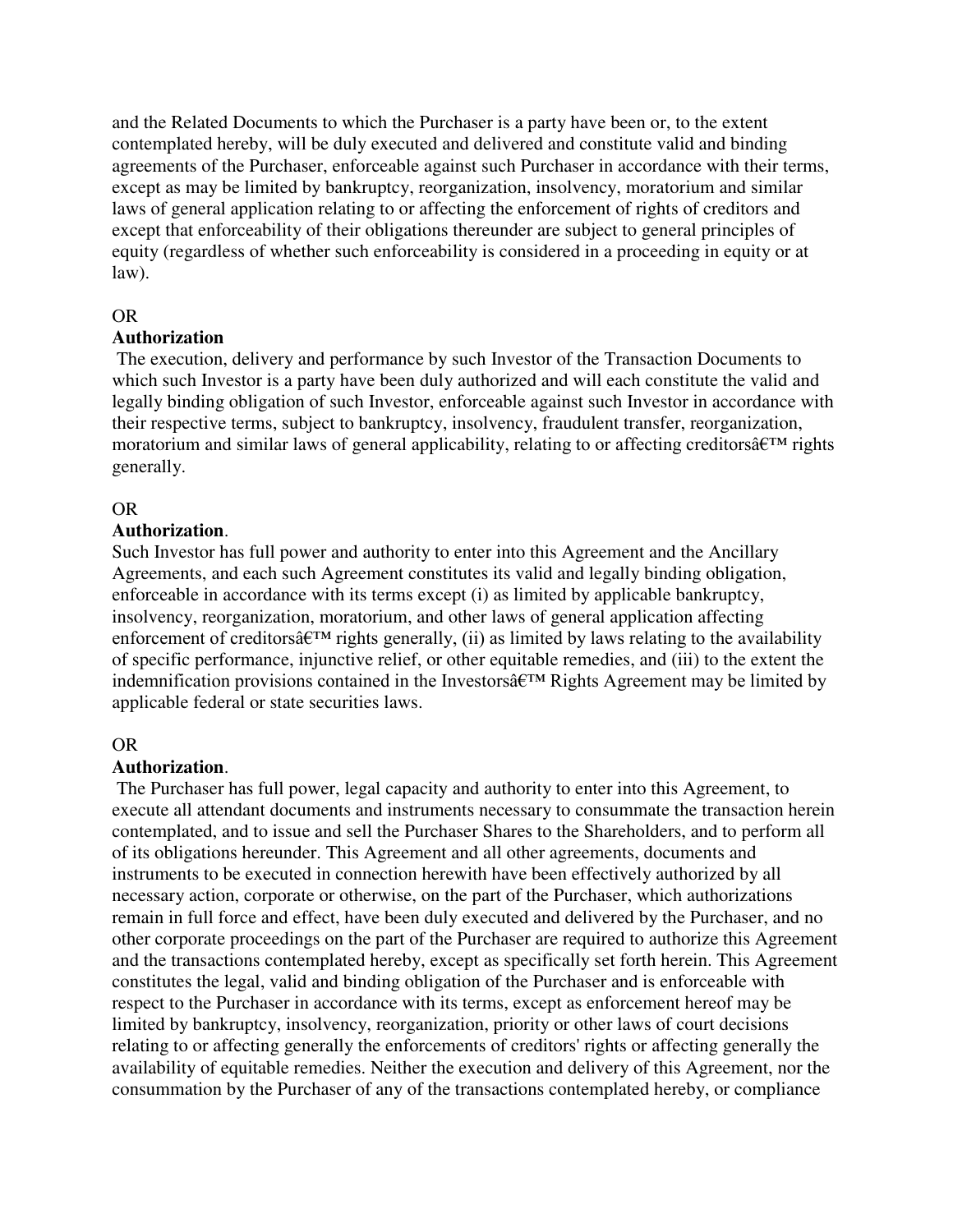and the Related Documents to which the Purchaser is a party have been or, to the extent contemplated hereby, will be duly executed and delivered and constitute valid and binding agreements of the Purchaser, enforceable against such Purchaser in accordance with their terms, except as may be limited by bankruptcy, reorganization, insolvency, moratorium and similar laws of general application relating to or affecting the enforcement of rights of creditors and except that enforceability of their obligations thereunder are subject to general principles of equity (regardless of whether such enforceability is considered in a proceeding in equity or at law).

OR

**Authorization**

The execution, delivery and performance by such Investor of the Transaction Documents to which such Investor is a party have been duly authorized and will each constitute the valid and legally binding obligation of such Investor, enforceable against such Investor in accordance with their respective terms, subject to bankruptcy, insolvency, fraudulent transfer, reorganization, moratorium and similar laws of general applicability, relating to or affecting creditorsâ€™ rights generally.

OR

**Authorization**.

Such Investor has full power and authority to enter into this Agreement and the Ancillary Agreements, and each such Agreement constitutes its valid and legally binding obligation, enforceable in accordance with its terms except (i) as limited by applicable bankruptcy, insolvency, reorganization, moratorium, and other laws of general application affecting enforcement of creditorsâ€™ rights generally, (ii) as limited by laws relating to the availability of specific performance, injunctive relief, or other equitable remedies, and (iii) to the extent the indemnification provisions contained in the Investorsâ€™ Rights Agreement may be limited by applicable federal or state securities laws.

OR

**Authorization**.

The Purchaser has full power, legal capacity and authority to enter into this Agreement, to execute all attendant documents and instruments necessary to consummate the transaction herein contemplated, and to issue and sell the Purchaser Shares to the Shareholders, and to perform all of its obligations hereunder. This Agreement and all other agreements, documents and instruments to be executed in connection herewith have been effectively authorized by all necessary action, corporate or otherwise, on the part of the Purchaser, which authorizations remain in full force and effect, have been duly executed and delivered by the Purchaser, and no other corporate proceedings on the part of the Purchaser are required to authorize this Agreement and the transactions contemplated hereby, except as specifically set forth herein. This Agreement constitutes the legal, valid and binding obligation of the Purchaser and is enforceable with respect to the Purchaser in accordance with its terms, except as enforcement hereof may be limited by bankruptcy, insolvency, reorganization, priority or other laws of court decisions relating to or affecting generally the enforcements of creditors' rights or affecting generally the availability of equitable remedies. Neither the execution and delivery of this Agreement, nor the consummation by the Purchaser of any of the transactions contemplated hereby, or compliance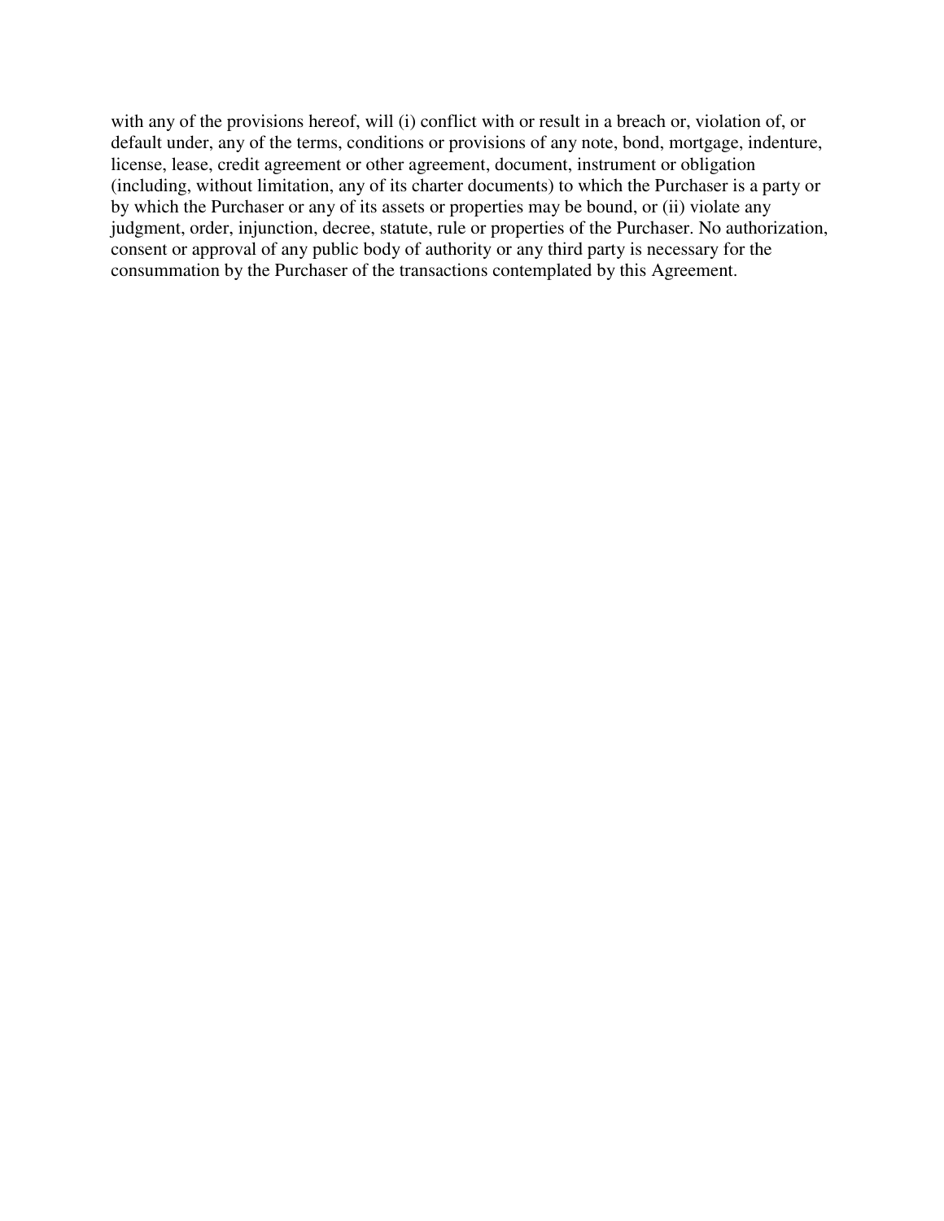with any of the provisions hereof, will (i) conflict with or result in a breach or, violation of, or default under, any of the terms, conditions or provisions of any note, bond, mortgage, indenture, license, lease, credit agreement or other agreement, document, instrument or obligation (including, without limitation, any of its charter documents) to which the Purchaser is a party or by which the Purchaser or any of its assets or properties may be bound, or (ii) violate any judgment, order, injunction, decree, statute, rule or properties of the Purchaser. No authorization, consent or approval of any public body of authority or any third party is necessary for the consummation by the Purchaser of the transactions contemplated by this Agreement.